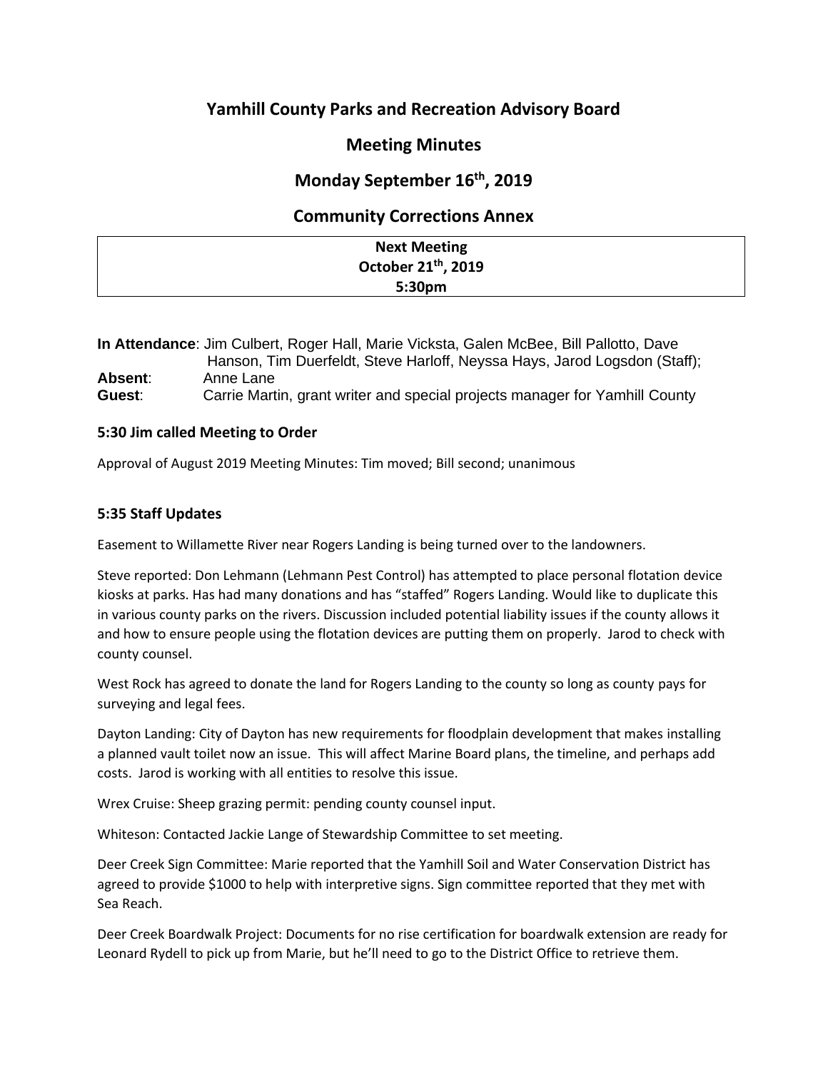## Yamhill County Parks and Recreation Advisory Board

## Meeting Minutes

## Monday September 16th, 2019

## Community Corrections Annex

| **Next Meeting** |
| --- |
| **October 21st, 2019** |
| **5:30pm** |

**In Attendance**: Jim Culbert, Roger Hall, Marie Vicksta, Galen McBee, Bill Pallotto, Dave Hanson, Tim Duerfeldt, Steve Harloff, Neyssa Hays, Jarod Logsdon (Staff);
**Absent**: Anne Lane
**Guest**: Carrie Martin, grant writer and special projects manager for Yamhill County

### 5:30 Jim called Meeting to Order

Approval of August 2019 Meeting Minutes: Tim moved; Bill second; unanimous

### 5:35 Staff Updates

Easement to Willamette River near Rogers Landing is being turned over to the landowners.

Steve reported: Don Lehmann (Lehmann Pest Control) has attempted to place personal flotation device kiosks at parks. Has had many donations and has "staffed" Rogers Landing. Would like to duplicate this in various county parks on the rivers. Discussion included potential liability issues if the county allows it and how to ensure people using the flotation devices are putting them on properly. Jarod to check with county counsel.

West Rock has agreed to donate the land for Rogers Landing to the county so long as county pays for surveying and legal fees.

Dayton Landing: City of Dayton has new requirements for floodplain development that makes installing a planned vault toilet now an issue. This will affect Marine Board plans, the timeline, and perhaps add costs. Jarod is working with all entities to resolve this issue.

Wrex Cruise: Sheep grazing permit: pending county counsel input.

Whiteson: Contacted Jackie Lange of Stewardship Committee to set meeting.

Deer Creek Sign Committee: Marie reported that the Yamhill Soil and Water Conservation District has agreed to provide $1000 to help with interpretive signs. Sign committee reported that they met with Sea Reach.

Deer Creek Boardwalk Project: Documents for no rise certification for boardwalk extension are ready for Leonard Rydell to pick up from Marie, but he'll need to go to the District Office to retrieve them.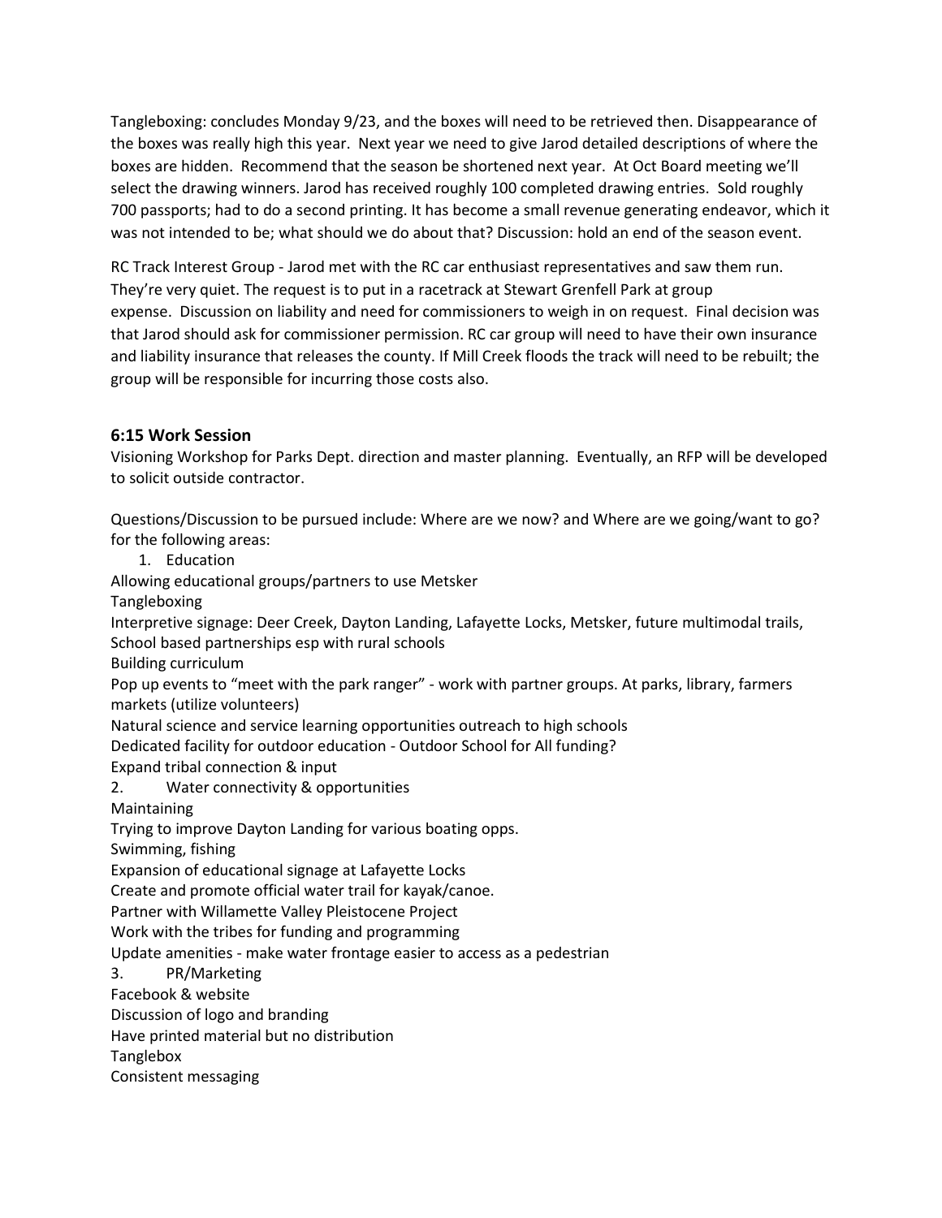Tangleboxing: concludes Monday 9/23, and the boxes will need to be retrieved then. Disappearance of the boxes was really high this year. Next year we need to give Jarod detailed descriptions of where the boxes are hidden. Recommend that the season be shortened next year. At Oct Board meeting we'll select the drawing winners. Jarod has received roughly 100 completed drawing entries. Sold roughly 700 passports; had to do a second printing. It has become a small revenue generating endeavor, which it was not intended to be; what should we do about that? Discussion: hold an end of the season event.

RC Track Interest Group - Jarod met with the RC car enthusiast representatives and saw them run. They're very quiet. The request is to put in a racetrack at Stewart Grenfell Park at group expense. Discussion on liability and need for commissioners to weigh in on request. Final decision was that Jarod should ask for commissioner permission. RC car group will need to have their own insurance and liability insurance that releases the county. If Mill Creek floods the track will need to be rebuilt; the group will be responsible for incurring those costs also.

### 6:15 Work Session

Visioning Workshop for Parks Dept. direction and master planning. Eventually, an RFP will be developed to solicit outside contractor.

Questions/Discussion to be pursued include: Where are we now? and Where are we going/want to go? for the following areas:

1. Education

Allowing educational groups/partners to use Metsker
Tangleboxing
Interpretive signage: Deer Creek, Dayton Landing, Lafayette Locks, Metsker, future multimodal trails,
School based partnerships esp with rural schools
Building curriculum
Pop up events to "meet with the park ranger" - work with partner groups. At parks, library, farmers markets (utilize volunteers)
Natural science and service learning opportunities outreach to high schools
Dedicated facility for outdoor education - Outdoor School for All funding?
Expand tribal connection & input

2. Water connectivity & opportunities

Maintaining
Trying to improve Dayton Landing for various boating opps.
Swimming, fishing
Expansion of educational signage at Lafayette Locks
Create and promote official water trail for kayak/canoe.
Partner with Willamette Valley Pleistocene Project
Work with the tribes for funding and programming
Update amenities - make water frontage easier to access as a pedestrian

3. PR/Marketing

Facebook & website
Discussion of logo and branding
Have printed material but no distribution
Tanglebox
Consistent messaging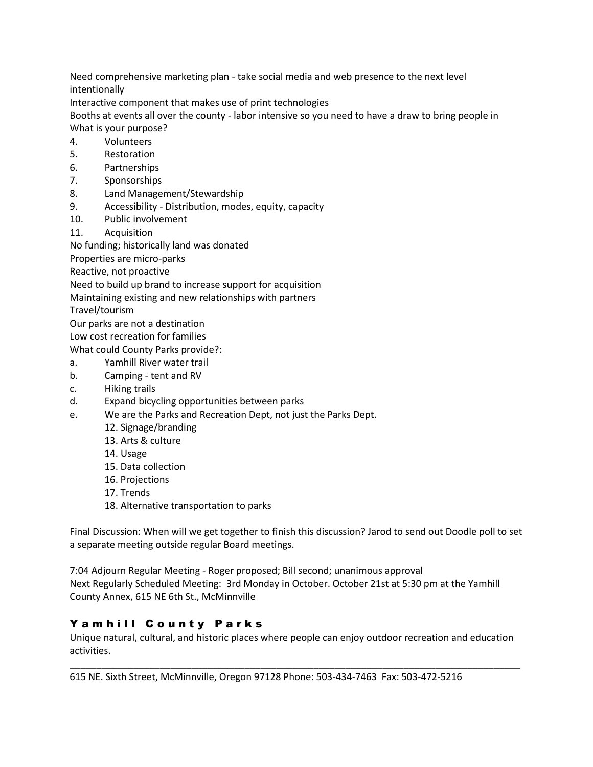Need comprehensive marketing plan - take social media and web presence to the next level intentionally

Interactive component that makes use of print technologies

Booths at events all over the county - labor intensive so you need to have a draw to bring people in

What is your purpose?

4. Volunteers
5. Restoration
6. Partnerships
7. Sponsorships
8. Land Management/Stewardship
9. Accessibility - Distribution, modes, equity, capacity
10. Public involvement
11. Acquisition

No funding; historically land was donated

Properties are micro-parks

Reactive, not proactive

Need to build up brand to increase support for acquisition

Maintaining existing and new relationships with partners

Travel/tourism

Our parks are not a destination

Low cost recreation for families

What could County Parks provide?:

a. Yamhill River water trail
b. Camping - tent and RV
c. Hiking trails
d. Expand bicycling opportunities between parks
e. We are the Parks and Recreation Dept, not just the Parks Dept.

    12. Signage/branding
    13. Arts & culture
    14. Usage
    15. Data collection
    16. Projections
    17. Trends
    18. Alternative transportation to parks

Final Discussion: When will we get together to finish this discussion? Jarod to send out Doodle poll to set a separate meeting outside regular Board meetings.

7:04 Adjourn Regular Meeting - Roger proposed; Bill second; unanimous approval

Next Regularly Scheduled Meeting: 3rd Monday in October. October 21st at 5:30 pm at the Yamhill County Annex, 615 NE 6th St., McMinnville

## Yamhill County Parks

Unique natural, cultural, and historic places where people can enjoy outdoor recreation and education activities.

---

615 NE. Sixth Street, McMinnville, Oregon 97128 Phone: 503-434-7463 Fax: 503-472-5216